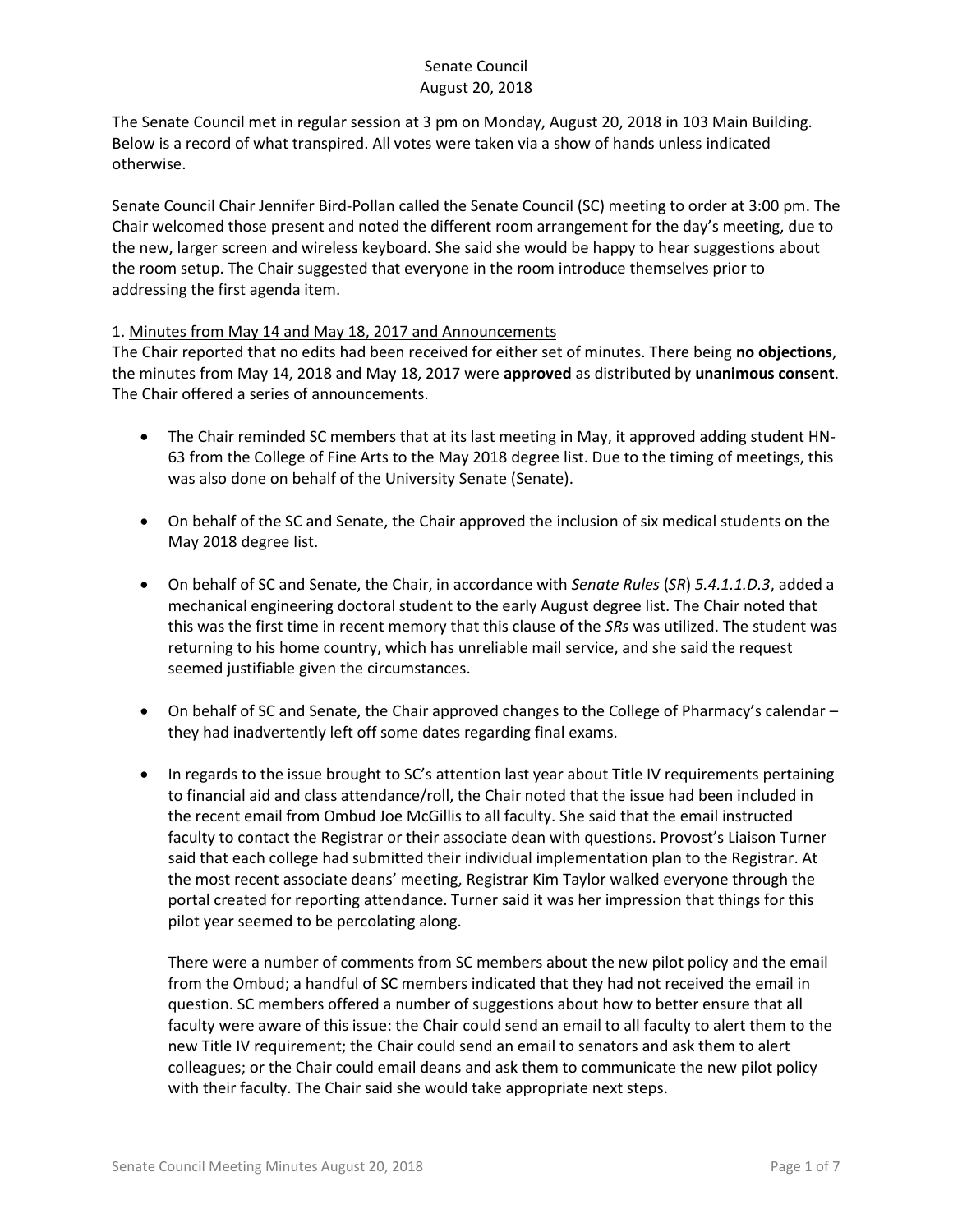# Senate Council
## August 20, 2018

The Senate Council met in regular session at 3 pm on Monday, August 20, 2018 in 103 Main Building. Below is a record of what transpired. All votes were taken via a show of hands unless indicated otherwise.

Senate Council Chair Jennifer Bird-Pollan called the Senate Council (SC) meeting to order at 3:00 pm. The Chair welcomed those present and noted the different room arrangement for the day's meeting, due to the new, larger screen and wireless keyboard. She said she would be happy to hear suggestions about the room setup. The Chair suggested that everyone in the room introduce themselves prior to addressing the first agenda item.

1. <u>Minutes from May 14 and May 18, 2017 and Announcements</u>

The Chair reported that no edits had been received for either set of minutes. There being **no objections**, the minutes from May 14, 2018 and May 18, 2017 were **approved** as distributed by **unanimous consent**. The Chair offered a series of announcements.

- The Chair reminded SC members that at its last meeting in May, it approved adding student HN-63 from the College of Fine Arts to the May 2018 degree list. Due to the timing of meetings, this was also done on behalf of the University Senate (Senate).

- On behalf of the SC and Senate, the Chair approved the inclusion of six medical students on the May 2018 degree list.

- On behalf of SC and Senate, the Chair, in accordance with *Senate Rules* (*SR*) *5.4.1.1.D.3*, added a mechanical engineering doctoral student to the early August degree list. The Chair noted that this was the first time in recent memory that this clause of the *SRs* was utilized. The student was returning to his home country, which has unreliable mail service, and she said the request seemed justifiable given the circumstances.

- On behalf of SC and Senate, the Chair approved changes to the College of Pharmacy's calendar – they had inadvertently left off some dates regarding final exams.

- In regards to the issue brought to SC's attention last year about Title IV requirements pertaining to financial aid and class attendance/roll, the Chair noted that the issue had been included in the recent email from Ombud Joe McGillis to all faculty. She said that the email instructed faculty to contact the Registrar or their associate dean with questions. Provost's Liaison Turner said that each college had submitted their individual implementation plan to the Registrar. At the most recent associate deans' meeting, Registrar Kim Taylor walked everyone through the portal created for reporting attendance. Turner said it was her impression that things for this pilot year seemed to be percolating along.

  There were a number of comments from SC members about the new pilot policy and the email from the Ombud; a handful of SC members indicated that they had not received the email in question. SC members offered a number of suggestions about how to better ensure that all faculty were aware of this issue: the Chair could send an email to all faculty to alert them to the new Title IV requirement; the Chair could send an email to senators and ask them to alert colleagues; or the Chair could email deans and ask them to communicate the new pilot policy with their faculty. The Chair said she would take appropriate next steps.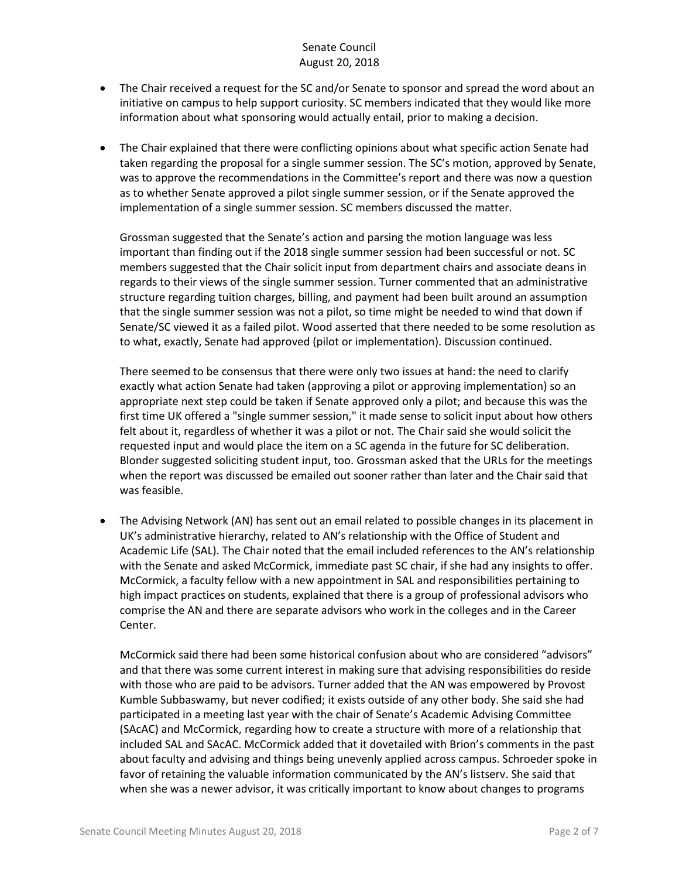- The Chair received a request for the SC and/or Senate to sponsor and spread the word about an initiative on campus to help support curiosity. SC members indicated that they would like more information about what sponsoring would actually entail, prior to making a decision.

- The Chair explained that there were conflicting opinions about what specific action Senate had taken regarding the proposal for a single summer session. The SC's motion, approved by Senate, was to approve the recommendations in the Committee's report and there was now a question as to whether Senate approved a pilot single summer session, or if the Senate approved the implementation of a single summer session. SC members discussed the matter.

  Grossman suggested that the Senate's action and parsing the motion language was less important than finding out if the 2018 single summer session had been successful or not. SC members suggested that the Chair solicit input from department chairs and associate deans in regards to their views of the single summer session. Turner commented that an administrative structure regarding tuition charges, billing, and payment had been built around an assumption that the single summer session was not a pilot, so time might be needed to wind that down if Senate/SC viewed it as a failed pilot. Wood asserted that there needed to be some resolution as to what, exactly, Senate had approved (pilot or implementation). Discussion continued.

  There seemed to be consensus that there were only two issues at hand: the need to clarify exactly what action Senate had taken (approving a pilot or approving implementation) so an appropriate next step could be taken if Senate approved only a pilot; and because this was the first time UK offered a "single summer session," it made sense to solicit input about how others felt about it, regardless of whether it was a pilot or not. The Chair said she would solicit the requested input and would place the item on a SC agenda in the future for SC deliberation. Blonder suggested soliciting student input, too. Grossman asked that the URLs for the meetings when the report was discussed be emailed out sooner rather than later and the Chair said that was feasible.

- The Advising Network (AN) has sent out an email related to possible changes in its placement in UK's administrative hierarchy, related to AN's relationship with the Office of Student and Academic Life (SAL). The Chair noted that the email included references to the AN's relationship with the Senate and asked McCormick, immediate past SC chair, if she had any insights to offer. McCormick, a faculty fellow with a new appointment in SAL and responsibilities pertaining to high impact practices on students, explained that there is a group of professional advisors who comprise the AN and there are separate advisors who work in the colleges and in the Career Center.

  McCormick said there had been some historical confusion about who are considered "advisors" and that there was some current interest in making sure that advising responsibilities do reside with those who are paid to be advisors. Turner added that the AN was empowered by Provost Kumble Subbaswamy, but never codified; it exists outside of any other body. She said she had participated in a meeting last year with the chair of Senate's Academic Advising Committee (SAcAC) and McCormick, regarding how to create a structure with more of a relationship that included SAL and SAcAC. McCormick added that it dovetailed with Brion's comments in the past about faculty and advising and things being unevenly applied across campus. Schroeder spoke in favor of retaining the valuable information communicated by the AN's listserv. She said that when she was a newer advisor, it was critically important to know about changes to programs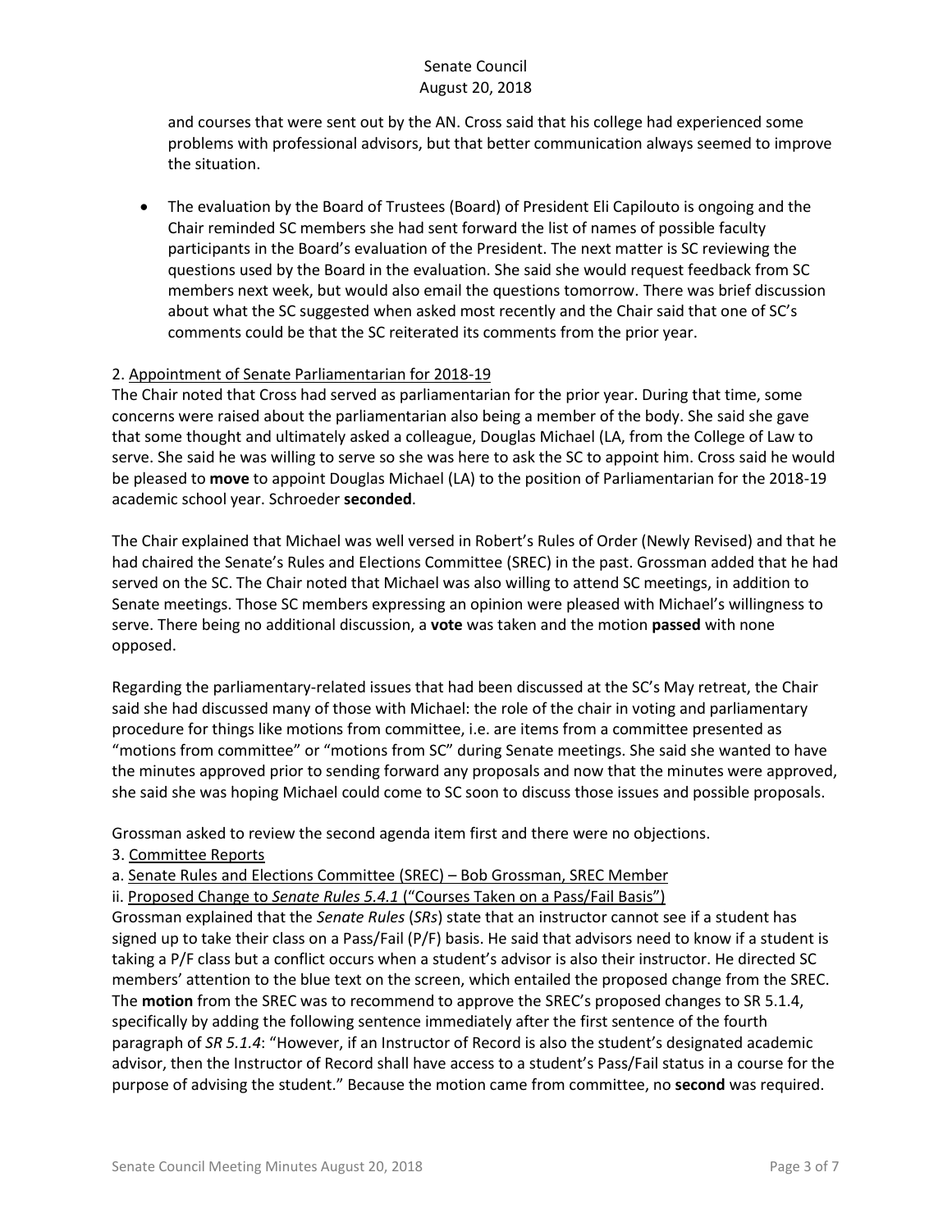and courses that were sent out by the AN. Cross said that his college had experienced some problems with professional advisors, but that better communication always seemed to improve the situation.

- The evaluation by the Board of Trustees (Board) of President Eli Capilouto is ongoing and the Chair reminded SC members she had sent forward the list of names of possible faculty participants in the Board's evaluation of the President. The next matter is SC reviewing the questions used by the Board in the evaluation. She said she would request feedback from SC members next week, but would also email the questions tomorrow. There was brief discussion about what the SC suggested when asked most recently and the Chair said that one of SC's comments could be that the SC reiterated its comments from the prior year.

2. Appointment of Senate Parliamentarian for 2018-19

The Chair noted that Cross had served as parliamentarian for the prior year. During that time, some concerns were raised about the parliamentarian also being a member of the body. She said she gave that some thought and ultimately asked a colleague, Douglas Michael (LA, from the College of Law to serve. She said he was willing to serve so she was here to ask the SC to appoint him. Cross said he would be pleased to **move** to appoint Douglas Michael (LA) to the position of Parliamentarian for the 2018-19 academic school year. Schroeder **seconded**.

The Chair explained that Michael was well versed in Robert's Rules of Order (Newly Revised) and that he had chaired the Senate's Rules and Elections Committee (SREC) in the past. Grossman added that he had served on the SC. The Chair noted that Michael was also willing to attend SC meetings, in addition to Senate meetings. Those SC members expressing an opinion were pleased with Michael's willingness to serve. There being no additional discussion, a **vote** was taken and the motion **passed** with none opposed.

Regarding the parliamentary-related issues that had been discussed at the SC's May retreat, the Chair said she had discussed many of those with Michael: the role of the chair in voting and parliamentary procedure for things like motions from committee, i.e. are items from a committee presented as "motions from committee" or "motions from SC" during Senate meetings. She said she wanted to have the minutes approved prior to sending forward any proposals and now that the minutes were approved, she said she was hoping Michael could come to SC soon to discuss those issues and possible proposals.

Grossman asked to review the second agenda item first and there were no objections.

3. Committee Reports

a. Senate Rules and Elections Committee (SREC) – Bob Grossman, SREC Member

ii. Proposed Change to *Senate Rules 5.4.1* ("Courses Taken on a Pass/Fail Basis")

Grossman explained that the *Senate Rules* (*SRs*) state that an instructor cannot see if a student has signed up to take their class on a Pass/Fail (P/F) basis. He said that advisors need to know if a student is taking a P/F class but a conflict occurs when a student's advisor is also their instructor. He directed SC members' attention to the blue text on the screen, which entailed the proposed change from the SREC. The **motion** from the SREC was to recommend to approve the SREC's proposed changes to SR 5.1.4, specifically by adding the following sentence immediately after the first sentence of the fourth paragraph of *SR 5.1.4*: "However, if an Instructor of Record is also the student's designated academic advisor, then the Instructor of Record shall have access to a student's Pass/Fail status in a course for the purpose of advising the student." Because the motion came from committee, no **second** was required.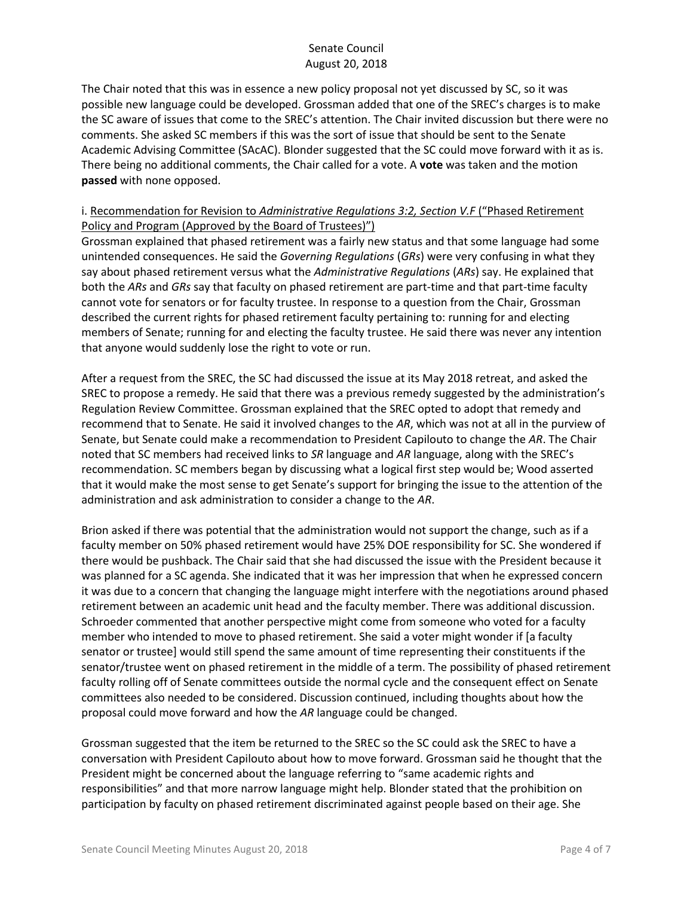The Chair noted that this was in essence a new policy proposal not yet discussed by SC, so it was possible new language could be developed. Grossman added that one of the SREC's charges is to make the SC aware of issues that come to the SREC's attention. The Chair invited discussion but there were no comments. She asked SC members if this was the sort of issue that should be sent to the Senate Academic Advising Committee (SAcAC). Blonder suggested that the SC could move forward with it as is. There being no additional comments, the Chair called for a vote. A **vote** was taken and the motion **passed** with none opposed.

i. Recommendation for Revision to *Administrative Regulations 3:2, Section V.F* ("Phased Retirement Policy and Program (Approved by the Board of Trustees)")

Grossman explained that phased retirement was a fairly new status and that some language had some unintended consequences. He said the *Governing Regulations* (*GRs*) were very confusing in what they say about phased retirement versus what the *Administrative Regulations* (*ARs*) say. He explained that both the *ARs* and *GRs* say that faculty on phased retirement are part-time and that part-time faculty cannot vote for senators or for faculty trustee. In response to a question from the Chair, Grossman described the current rights for phased retirement faculty pertaining to: running for and electing members of Senate; running for and electing the faculty trustee. He said there was never any intention that anyone would suddenly lose the right to vote or run.

After a request from the SREC, the SC had discussed the issue at its May 2018 retreat, and asked the SREC to propose a remedy. He said that there was a previous remedy suggested by the administration's Regulation Review Committee. Grossman explained that the SREC opted to adopt that remedy and recommend that to Senate. He said it involved changes to the *AR*, which was not at all in the purview of Senate, but Senate could make a recommendation to President Capilouto to change the *AR*. The Chair noted that SC members had received links to *SR* language and *AR* language, along with the SREC's recommendation. SC members began by discussing what a logical first step would be; Wood asserted that it would make the most sense to get Senate's support for bringing the issue to the attention of the administration and ask administration to consider a change to the *AR*.

Brion asked if there was potential that the administration would not support the change, such as if a faculty member on 50% phased retirement would have 25% DOE responsibility for SC. She wondered if there would be pushback. The Chair said that she had discussed the issue with the President because it was planned for a SC agenda. She indicated that it was her impression that when he expressed concern it was due to a concern that changing the language might interfere with the negotiations around phased retirement between an academic unit head and the faculty member. There was additional discussion. Schroeder commented that another perspective might come from someone who voted for a faculty member who intended to move to phased retirement. She said a voter might wonder if [a faculty senator or trustee] would still spend the same amount of time representing their constituents if the senator/trustee went on phased retirement in the middle of a term. The possibility of phased retirement faculty rolling off of Senate committees outside the normal cycle and the consequent effect on Senate committees also needed to be considered. Discussion continued, including thoughts about how the proposal could move forward and how the *AR* language could be changed.

Grossman suggested that the item be returned to the SREC so the SC could ask the SREC to have a conversation with President Capilouto about how to move forward. Grossman said he thought that the President might be concerned about the language referring to "same academic rights and responsibilities" and that more narrow language might help. Blonder stated that the prohibition on participation by faculty on phased retirement discriminated against people based on their age. She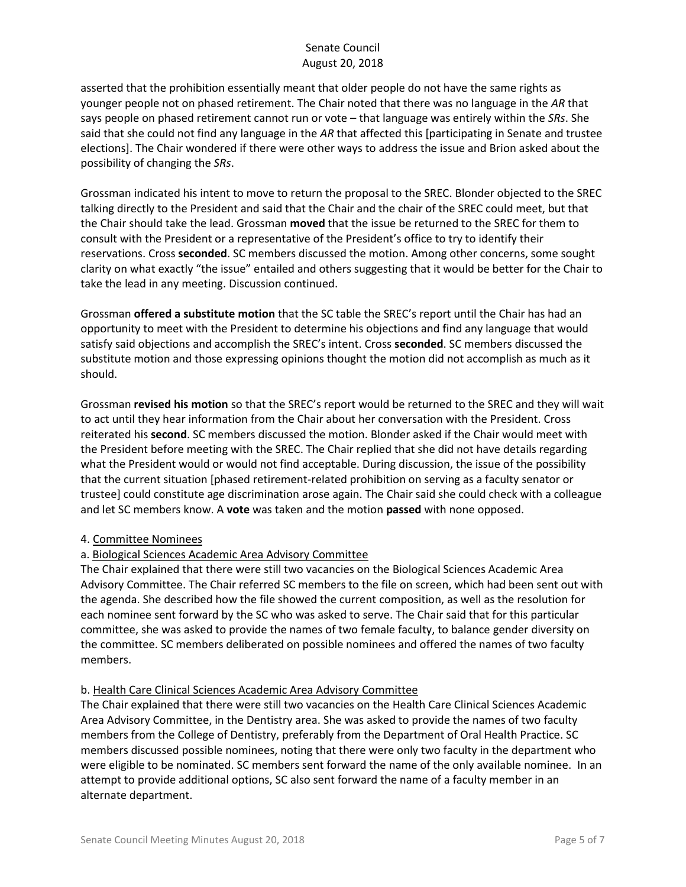asserted that the prohibition essentially meant that older people do not have the same rights as younger people not on phased retirement. The Chair noted that there was no language in the *AR* that says people on phased retirement cannot run or vote – that language was entirely within the *SRs*. She said that she could not find any language in the *AR* that affected this [participating in Senate and trustee elections]. The Chair wondered if there were other ways to address the issue and Brion asked about the possibility of changing the *SRs*.

Grossman indicated his intent to move to return the proposal to the SREC. Blonder objected to the SREC talking directly to the President and said that the Chair and the chair of the SREC could meet, but that the Chair should take the lead. Grossman **moved** that the issue be returned to the SREC for them to consult with the President or a representative of the President's office to try to identify their reservations. Cross **seconded**. SC members discussed the motion. Among other concerns, some sought clarity on what exactly "the issue" entailed and others suggesting that it would be better for the Chair to take the lead in any meeting. Discussion continued.

Grossman **offered a substitute motion** that the SC table the SREC's report until the Chair has had an opportunity to meet with the President to determine his objections and find any language that would satisfy said objections and accomplish the SREC's intent. Cross **seconded**. SC members discussed the substitute motion and those expressing opinions thought the motion did not accomplish as much as it should.

Grossman **revised his motion** so that the SREC's report would be returned to the SREC and they will wait to act until they hear information from the Chair about her conversation with the President. Cross reiterated his **second**. SC members discussed the motion. Blonder asked if the Chair would meet with the President before meeting with the SREC. The Chair replied that she did not have details regarding what the President would or would not find acceptable. During discussion, the issue of the possibility that the current situation [phased retirement-related prohibition on serving as a faculty senator or trustee] could constitute age discrimination arose again. The Chair said she could check with a colleague and let SC members know. A **vote** was taken and the motion **passed** with none opposed.

4. Committee Nominees

a. Biological Sciences Academic Area Advisory Committee

The Chair explained that there were still two vacancies on the Biological Sciences Academic Area Advisory Committee. The Chair referred SC members to the file on screen, which had been sent out with the agenda. She described how the file showed the current composition, as well as the resolution for each nominee sent forward by the SC who was asked to serve. The Chair said that for this particular committee, she was asked to provide the names of two female faculty, to balance gender diversity on the committee. SC members deliberated on possible nominees and offered the names of two faculty members.

b. Health Care Clinical Sciences Academic Area Advisory Committee

The Chair explained that there were still two vacancies on the Health Care Clinical Sciences Academic Area Advisory Committee, in the Dentistry area. She was asked to provide the names of two faculty members from the College of Dentistry, preferably from the Department of Oral Health Practice. SC members discussed possible nominees, noting that there were only two faculty in the department who were eligible to be nominated. SC members sent forward the name of the only available nominee. In an attempt to provide additional options, SC also sent forward the name of a faculty member in an alternate department.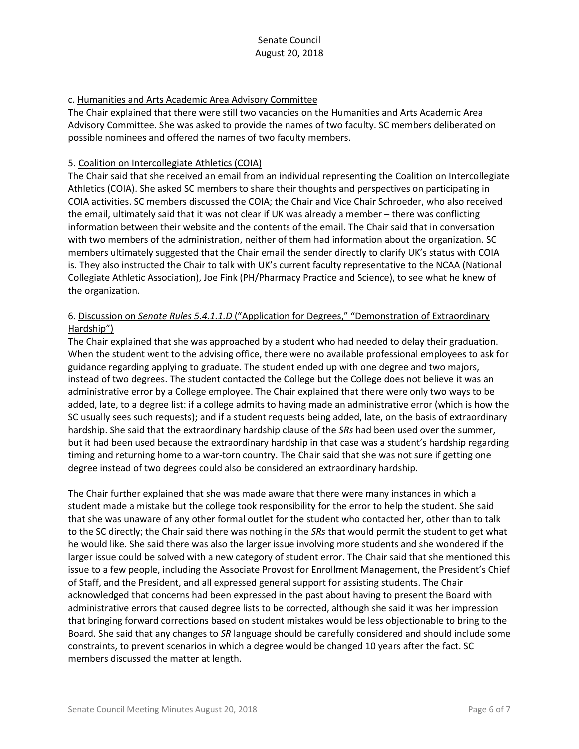c. Humanities and Arts Academic Area Advisory Committee

The Chair explained that there were still two vacancies on the Humanities and Arts Academic Area Advisory Committee. She was asked to provide the names of two faculty. SC members deliberated on possible nominees and offered the names of two faculty members.

5. Coalition on Intercollegiate Athletics (COIA)

The Chair said that she received an email from an individual representing the Coalition on Intercollegiate Athletics (COIA). She asked SC members to share their thoughts and perspectives on participating in COIA activities. SC members discussed the COIA; the Chair and Vice Chair Schroeder, who also received the email, ultimately said that it was not clear if UK was already a member – there was conflicting information between their website and the contents of the email. The Chair said that in conversation with two members of the administration, neither of them had information about the organization. SC members ultimately suggested that the Chair email the sender directly to clarify UK's status with COIA is. They also instructed the Chair to talk with UK's current faculty representative to the NCAA (National Collegiate Athletic Association), Joe Fink (PH/Pharmacy Practice and Science), to see what he knew of the organization.

6. Discussion on *Senate Rules 5.4.1.1.D* ("Application for Degrees," "Demonstration of Extraordinary Hardship")

The Chair explained that she was approached by a student who had needed to delay their graduation. When the student went to the advising office, there were no available professional employees to ask for guidance regarding applying to graduate. The student ended up with one degree and two majors, instead of two degrees. The student contacted the College but the College does not believe it was an administrative error by a College employee. The Chair explained that there were only two ways to be added, late, to a degree list: if a college admits to having made an administrative error (which is how the SC usually sees such requests); and if a student requests being added, late, on the basis of extraordinary hardship. She said that the extraordinary hardship clause of the *SRs* had been used over the summer, but it had been used because the extraordinary hardship in that case was a student's hardship regarding timing and returning home to a war-torn country. The Chair said that she was not sure if getting one degree instead of two degrees could also be considered an extraordinary hardship.

The Chair further explained that she was made aware that there were many instances in which a student made a mistake but the college took responsibility for the error to help the student. She said that she was unaware of any other formal outlet for the student who contacted her, other than to talk to the SC directly; the Chair said there was nothing in the *SRs* that would permit the student to get what he would like. She said there was also the larger issue involving more students and she wondered if the larger issue could be solved with a new category of student error. The Chair said that she mentioned this issue to a few people, including the Associate Provost for Enrollment Management, the President's Chief of Staff, and the President, and all expressed general support for assisting students. The Chair acknowledged that concerns had been expressed in the past about having to present the Board with administrative errors that caused degree lists to be corrected, although she said it was her impression that bringing forward corrections based on student mistakes would be less objectionable to bring to the Board. She said that any changes to *SR* language should be carefully considered and should include some constraints, to prevent scenarios in which a degree would be changed 10 years after the fact. SC members discussed the matter at length.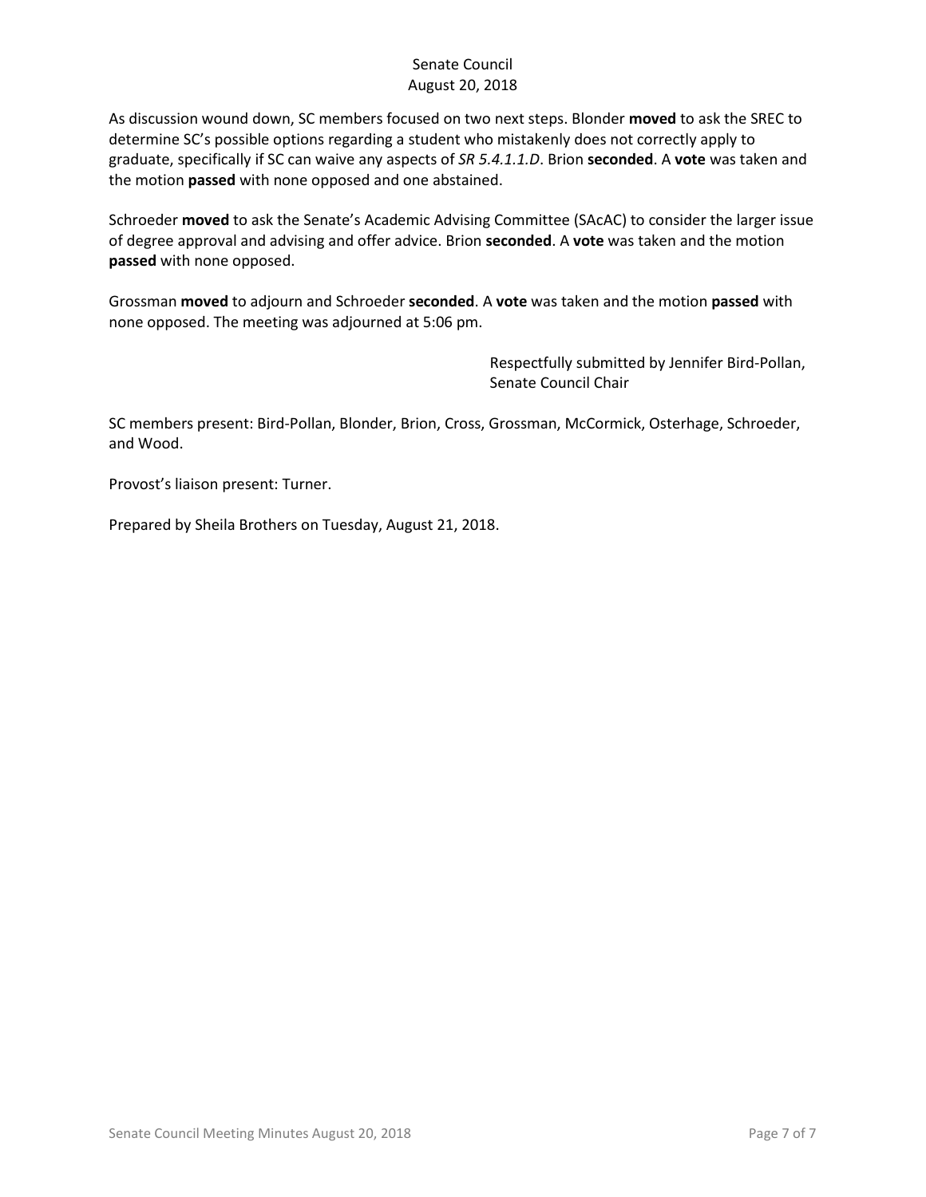As discussion wound down, SC members focused on two next steps. Blonder **moved** to ask the SREC to determine SC's possible options regarding a student who mistakenly does not correctly apply to graduate, specifically if SC can waive any aspects of *SR 5.4.1.1.D*. Brion **seconded**. A **vote** was taken and the motion **passed** with none opposed and one abstained.

Schroeder **moved** to ask the Senate's Academic Advising Committee (SAcAC) to consider the larger issue of degree approval and advising and offer advice. Brion **seconded**. A **vote** was taken and the motion **passed** with none opposed.

Grossman **moved** to adjourn and Schroeder **seconded**. A **vote** was taken and the motion **passed** with none opposed. The meeting was adjourned at 5:06 pm.

Respectfully submitted by Jennifer Bird-Pollan,
Senate Council Chair

SC members present: Bird-Pollan, Blonder, Brion, Cross, Grossman, McCormick, Osterhage, Schroeder, and Wood.

Provost's liaison present: Turner.

Prepared by Sheila Brothers on Tuesday, August 21, 2018.